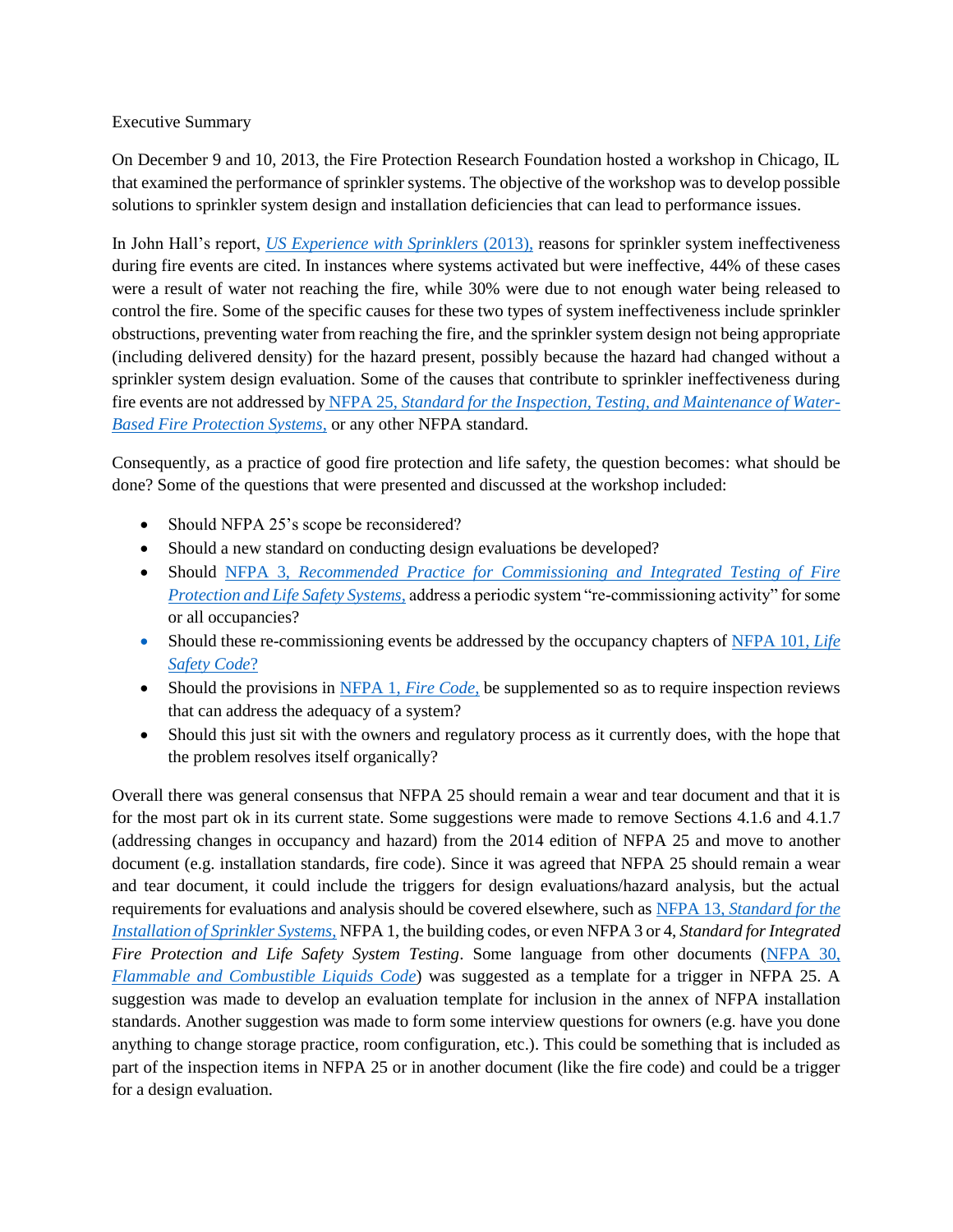Executive Summary

On December 9 and 10, 2013, the Fire Protection Research Foundation hosted a workshop in Chicago, IL that examined the performance of sprinkler systems. The objective of the workshop was to develop possible solutions to sprinkler system design and installation deficiencies that can lead to performance issues.

In John Hall's report, *US Experience with Sprinklers* (2013), reasons for sprinkler system ineffectiveness during fire events are cited. In instances where systems activated but were ineffective, 44% of these cases were a result of water not reaching the fire, while 30% were due to not enough water being released to control the fire. Some of the specific causes for these two types of system ineffectiveness include sprinkler obstructions, preventing water from reaching the fire, and the sprinkler system design not being appropriate (including delivered density) for the hazard present, possibly because the hazard had changed without a sprinkler system design evaluation. Some of the causes that contribute to sprinkler ineffectiveness during fire events are not addressed by NFPA 25, *Standard for the Inspection, Testing, and Maintenance of Water-Based Fire Protection Systems,* or any other NFPA standard.

Consequently, as a practice of good fire protection and life safety, the question becomes: what should be done? Some of the questions that were presented and discussed at the workshop included:

- Should NFPA 25's scope be reconsidered?
- Should a new standard on conducting design evaluations be developed?
- Should NFPA 3, *Recommended Practice for Commissioning and Integrated Testing of Fire Protection and Life Safety Systems,* address a periodic system "re-commissioning activity" for some or all occupancies?
- Should these re-commissioning events be addressed by the occupancy chapters of NFPA 101, *Life Safety Code*?
- Should the provisions in NFPA 1, *Fire Code,* be supplemented so as to require inspection reviews that can address the adequacy of a system?
- Should this just sit with the owners and regulatory process as it currently does, with the hope that the problem resolves itself organically?

Overall there was general consensus that NFPA 25 should remain a wear and tear document and that it is for the most part ok in its current state. Some suggestions were made to remove Sections 4.1.6 and 4.1.7 (addressing changes in occupancy and hazard) from the 2014 edition of NFPA 25 and move to another document (e.g. installation standards, fire code). Since it was agreed that NFPA 25 should remain a wear and tear document, it could include the triggers for design evaluations/hazard analysis, but the actual requirements for evaluations and analysis should be covered elsewhere, such as NFPA 13, *Standard for the Installation of Sprinkler Systems,* NFPA 1, the building codes, or even NFPA 3 or 4, *Standard for Integrated Fire Protection and Life Safety System Testing*. Some language from other documents (NFPA 30, *Flammable and Combustible Liquids Code*) was suggested as a template for a trigger in NFPA 25. A suggestion was made to develop an evaluation template for inclusion in the annex of NFPA installation standards. Another suggestion was made to form some interview questions for owners (e.g. have you done anything to change storage practice, room configuration, etc.). This could be something that is included as part of the inspection items in NFPA 25 or in another document (like the fire code) and could be a trigger for a design evaluation.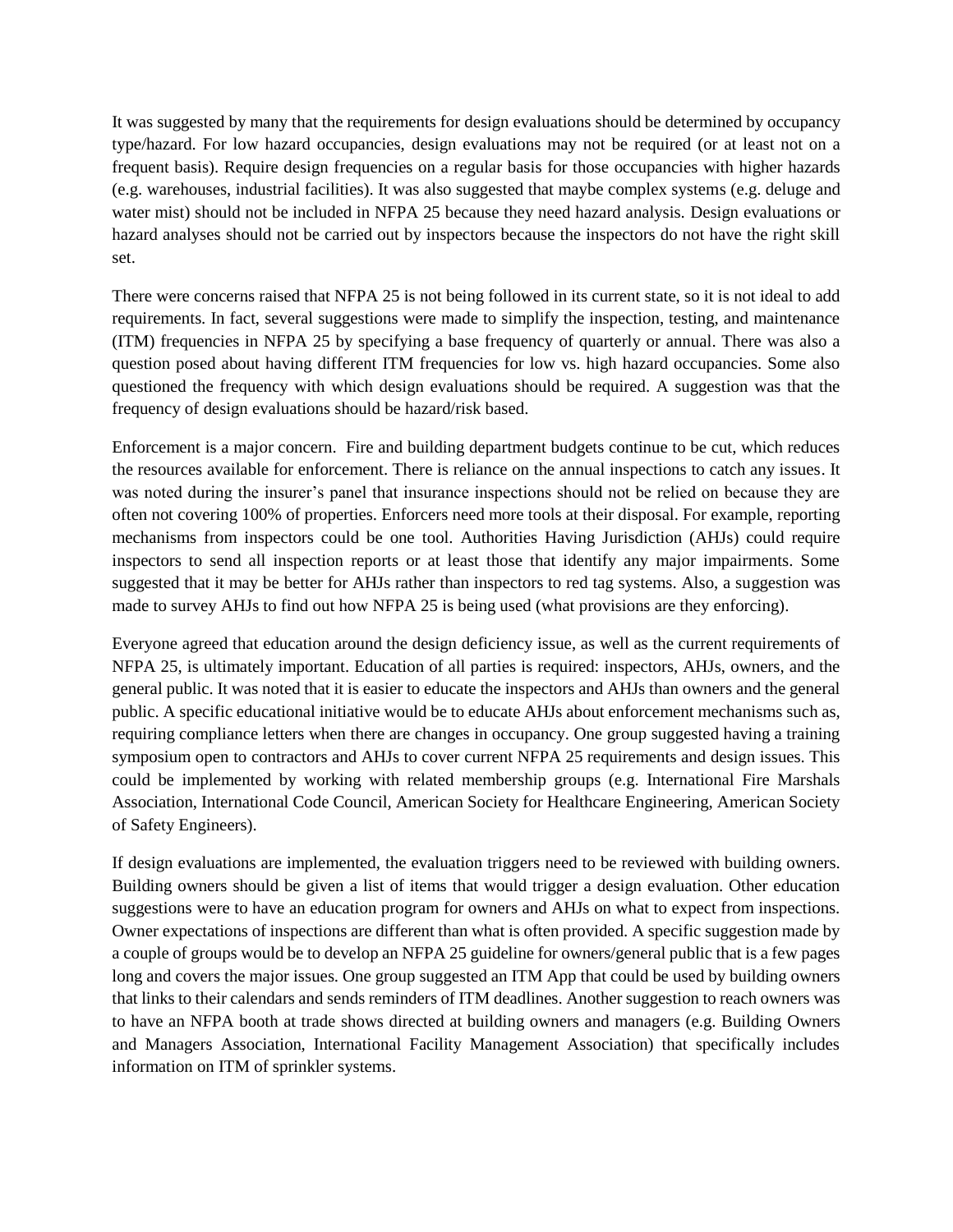It was suggested by many that the requirements for design evaluations should be determined by occupancy type/hazard. For low hazard occupancies, design evaluations may not be required (or at least not on a frequent basis). Require design frequencies on a regular basis for those occupancies with higher hazards (e.g. warehouses, industrial facilities). It was also suggested that maybe complex systems (e.g. deluge and water mist) should not be included in NFPA 25 because they need hazard analysis. Design evaluations or hazard analyses should not be carried out by inspectors because the inspectors do not have the right skill set.

There were concerns raised that NFPA 25 is not being followed in its current state, so it is not ideal to add requirements. In fact, several suggestions were made to simplify the inspection, testing, and maintenance (ITM) frequencies in NFPA 25 by specifying a base frequency of quarterly or annual. There was also a question posed about having different ITM frequencies for low vs. high hazard occupancies. Some also questioned the frequency with which design evaluations should be required. A suggestion was that the frequency of design evaluations should be hazard/risk based.

Enforcement is a major concern. Fire and building department budgets continue to be cut, which reduces the resources available for enforcement. There is reliance on the annual inspections to catch any issues. It was noted during the insurer's panel that insurance inspections should not be relied on because they are often not covering 100% of properties. Enforcers need more tools at their disposal. For example, reporting mechanisms from inspectors could be one tool. Authorities Having Jurisdiction (AHJs) could require inspectors to send all inspection reports or at least those that identify any major impairments. Some suggested that it may be better for AHJs rather than inspectors to red tag systems. Also, a suggestion was made to survey AHJs to find out how NFPA 25 is being used (what provisions are they enforcing).

Everyone agreed that education around the design deficiency issue, as well as the current requirements of NFPA 25, is ultimately important. Education of all parties is required: inspectors, AHJs, owners, and the general public. It was noted that it is easier to educate the inspectors and AHJs than owners and the general public. A specific educational initiative would be to educate AHJs about enforcement mechanisms such as, requiring compliance letters when there are changes in occupancy. One group suggested having a training symposium open to contractors and AHJs to cover current NFPA 25 requirements and design issues. This could be implemented by working with related membership groups (e.g. International Fire Marshals Association, International Code Council, American Society for Healthcare Engineering, American Society of Safety Engineers).

If design evaluations are implemented, the evaluation triggers need to be reviewed with building owners. Building owners should be given a list of items that would trigger a design evaluation. Other education suggestions were to have an education program for owners and AHJs on what to expect from inspections. Owner expectations of inspections are different than what is often provided. A specific suggestion made by a couple of groups would be to develop an NFPA 25 guideline for owners/general public that is a few pages long and covers the major issues. One group suggested an ITM App that could be used by building owners that links to their calendars and sends reminders of ITM deadlines. Another suggestion to reach owners was to have an NFPA booth at trade shows directed at building owners and managers (e.g. Building Owners and Managers Association, International Facility Management Association) that specifically includes information on ITM of sprinkler systems.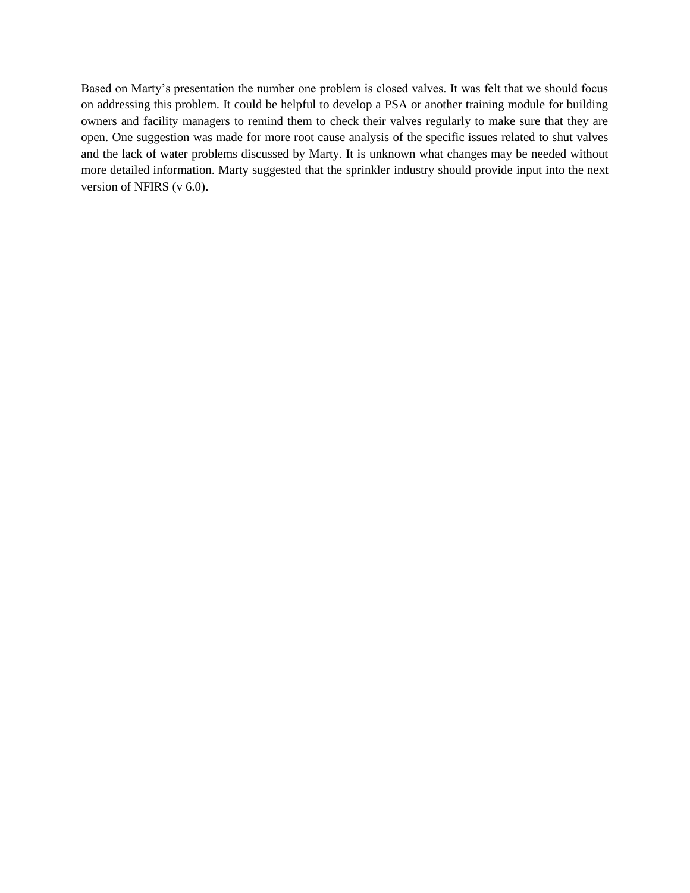Based on Marty's presentation the number one problem is closed valves. It was felt that we should focus on addressing this problem. It could be helpful to develop a PSA or another training module for building owners and facility managers to remind them to check their valves regularly to make sure that they are open. One suggestion was made for more root cause analysis of the specific issues related to shut valves and the lack of water problems discussed by Marty. It is unknown what changes may be needed without more detailed information. Marty suggested that the sprinkler industry should provide input into the next version of NFIRS (v 6.0).